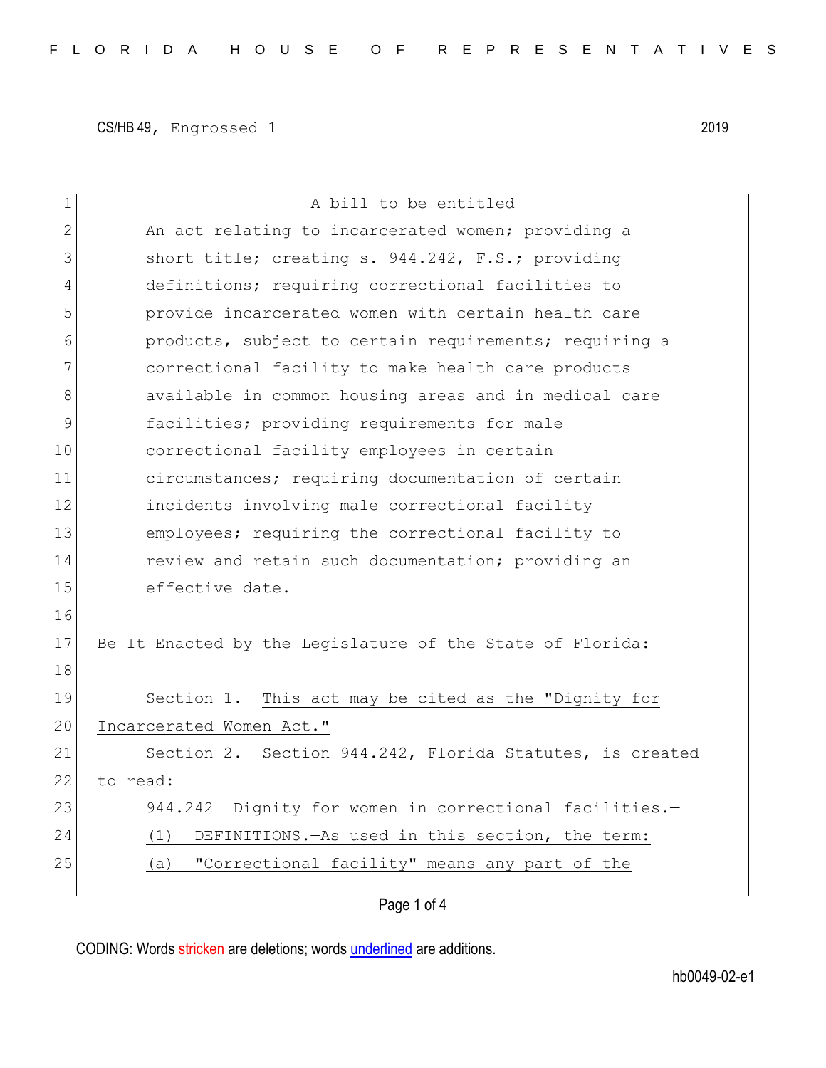CS/HB 49, Engrossed 1 2019

A bill to be entitled

An act relating to incarcerated women; providing a short title; creating s. 944.242, F.S.; providing definitions; requiring correctional facilities to provide incarcerated women with certain health care products, subject to certain requirements; requiring a correctional facility to make health care products available in common housing areas and in medical care facilities; providing requirements for male correctional facility employees in certain circumstances; requiring documentation of certain incidents involving male correctional facility employees; requiring the correctional facility to review and retain such documentation; providing an effective date.

Be It Enacted by the Legislature of the State of Florida:

Section 1. This act may be cited as the "Dignity for Incarcerated Women Act."

Section 2. Section 944.242, Florida Statutes, is created to read:

944.242 Dignity for women in correctional facilities.—

(1) DEFINITIONS.—As used in this section, the term:

(a) "Correctional facility" means any part of the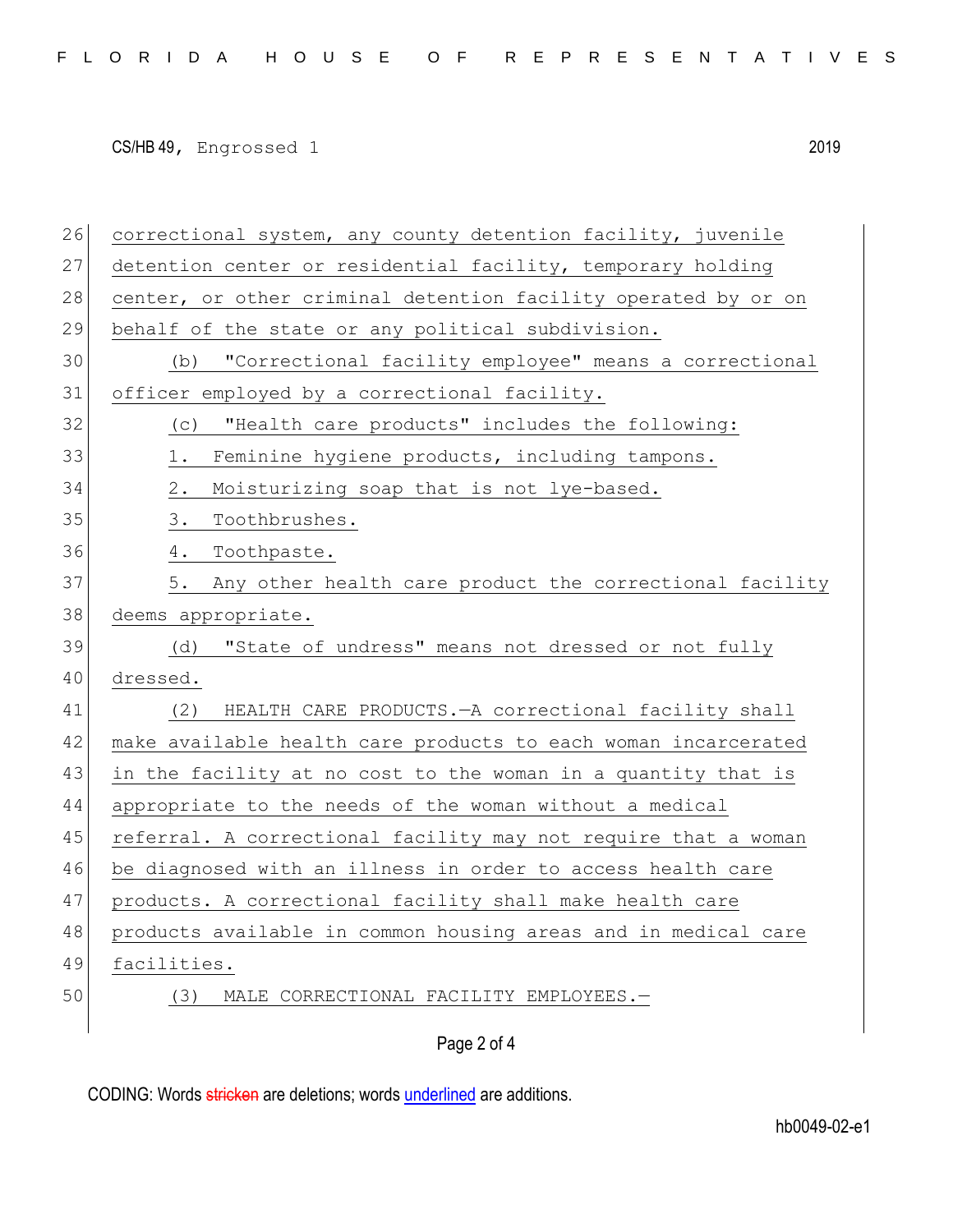correctional system, any county detention facility, juvenile detention center or residential facility, temporary holding center, or other criminal detention facility operated by or on behalf of the state or any political subdivision.

(b) "Correctional facility employee" means a correctional officer employed by a correctional facility.

(c) "Health care products" includes the following:

1. Feminine hygiene products, including tampons.

2. Moisturizing soap that is not lye-based.

3. Toothbrushes.

4. Toothpaste.

5. Any other health care product the correctional facility deems appropriate.

(d) "State of undress" means not dressed or not fully dressed.

(2) HEALTH CARE PRODUCTS.—A correctional facility shall make available health care products to each woman incarcerated in the facility at no cost to the woman in a quantity that is appropriate to the needs of the woman without a medical referral. A correctional facility may not require that a woman be diagnosed with an illness in order to access health care products. A correctional facility shall make health care products available in common housing areas and in medical care facilities.

(3) MALE CORRECTIONAL FACILITY EMPLOYEES.—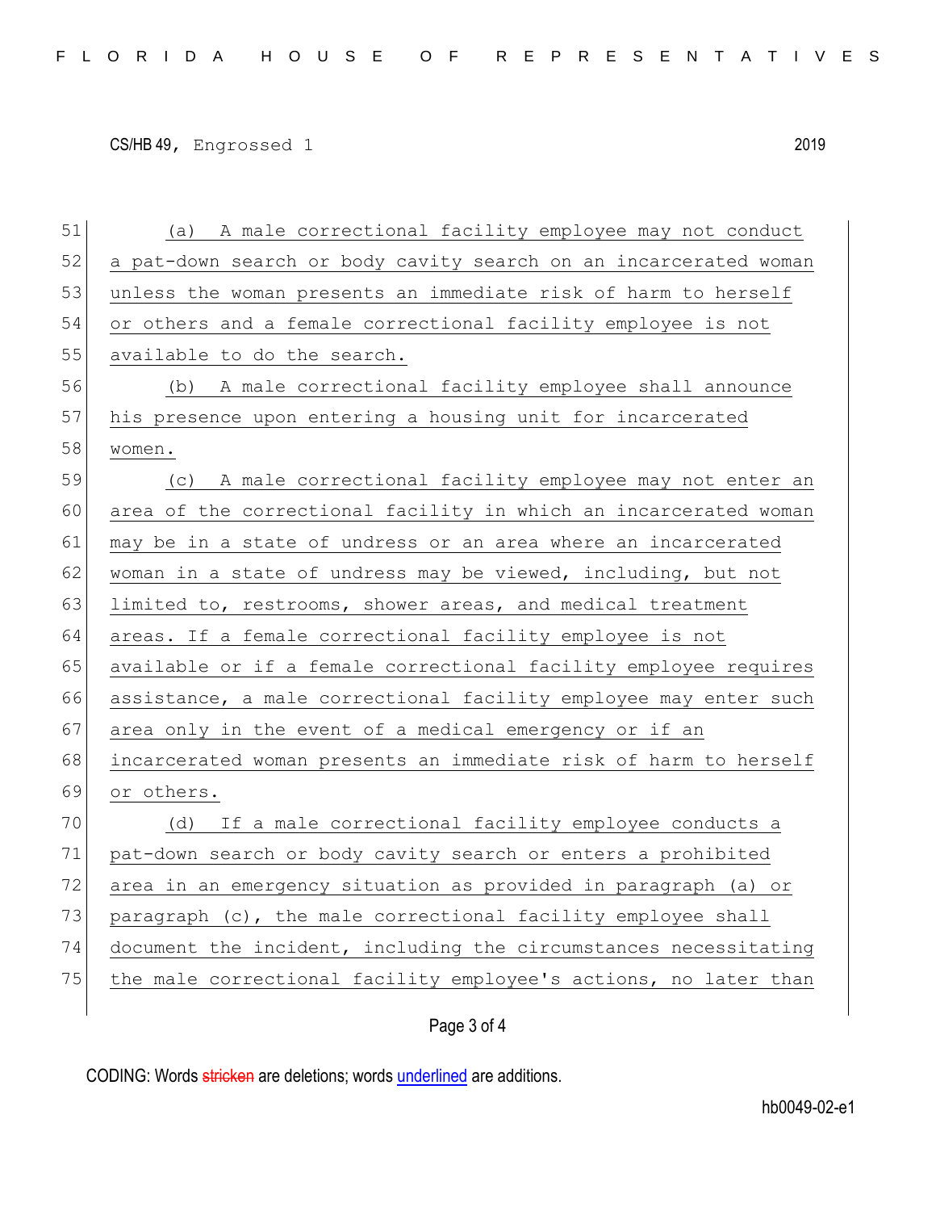(a) A male correctional facility employee may not conduct a pat-down search or body cavity search on an incarcerated woman unless the woman presents an immediate risk of harm to herself or others and a female correctional facility employee is not available to do the search.

(b) A male correctional facility employee shall announce his presence upon entering a housing unit for incarcerated women.

(c) A male correctional facility employee may not enter an area of the correctional facility in which an incarcerated woman may be in a state of undress or an area where an incarcerated woman in a state of undress may be viewed, including, but not limited to, restrooms, shower areas, and medical treatment areas. If a female correctional facility employee is not available or if a female correctional facility employee requires assistance, a male correctional facility employee may enter such area only in the event of a medical emergency or if an incarcerated woman presents an immediate risk of harm to herself or others.

(d) If a male correctional facility employee conducts a pat-down search or body cavity search or enters a prohibited area in an emergency situation as provided in paragraph (a) or paragraph (c), the male correctional facility employee shall document the incident, including the circumstances necessitating the male correctional facility employee's actions, no later than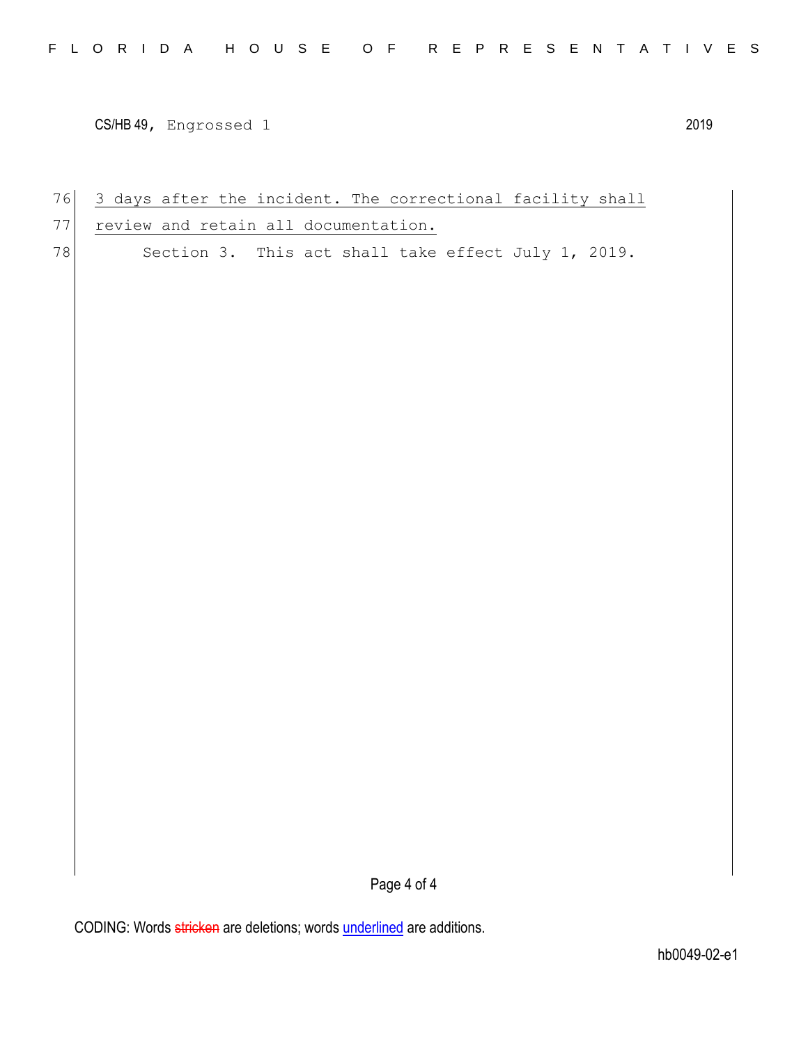76 3 days after the incident. The correctional facility shall
77 review and retain all documentation.
78 Section 3. This act shall take effect July 1, 2019.